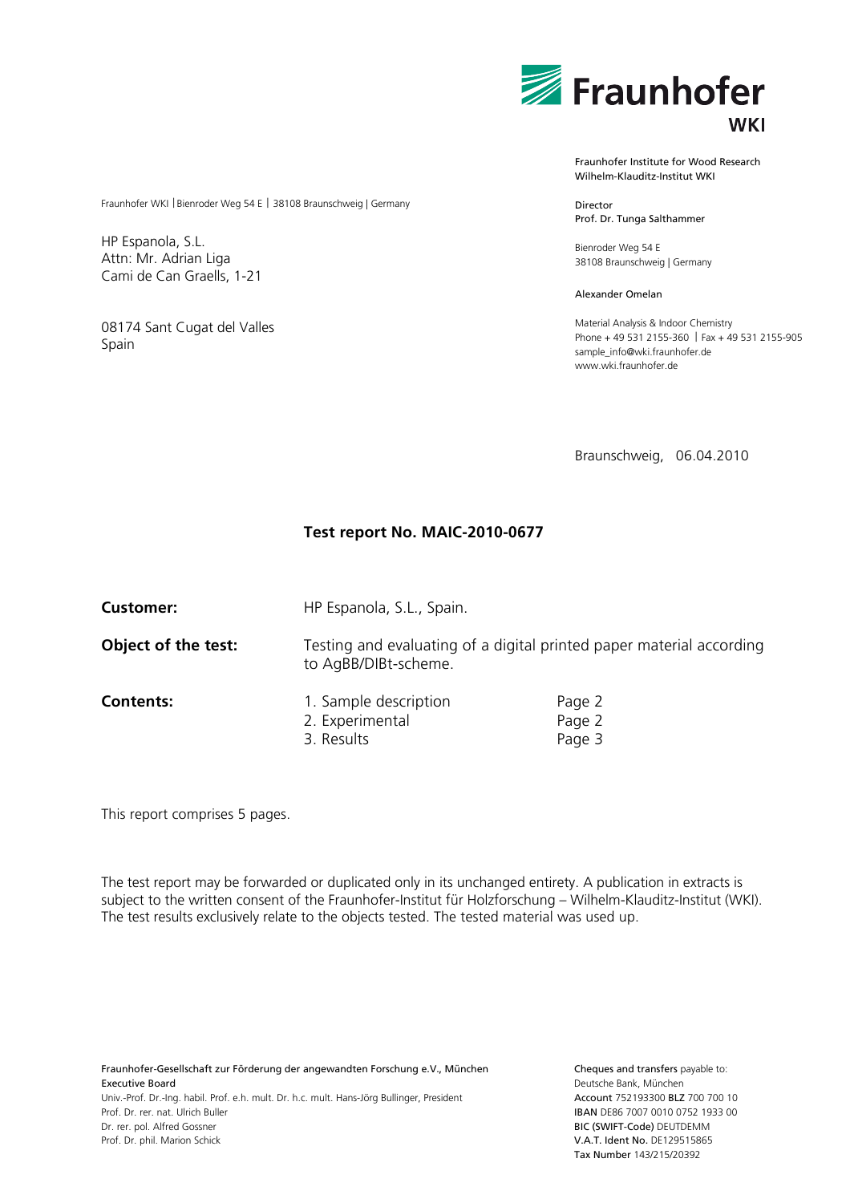Fraunhofer WKI

Fraunhofer Institute for Wood Research
Wilhelm-Klauditz-Institut WKI

Director
Prof. Dr. Tunga Salthammer

Bienroder Weg 54 E
38108 Braunschweig | Germany

Alexander Omelan

Material Analysis & Indoor Chemistry
Phone + 49 531 2155-360 | Fax + 49 531 2155-905
sample_info@wki.fraunhofer.de
www.wki.fraunhofer.de

Fraunhofer WKI | Bienroder Weg 54 E | 38108 Braunschweig | Germany

HP Espanola, S.L.
Attn: Mr. Adrian Liga
Cami de Can Graells, 1-21

08174 Sant Cugat del Valles
Spain

Braunschweig, 06.04.2010

## Test report No. MAIC-2010-0677

**Customer:** HP Espanola, S.L., Spain.

**Object of the test:** Testing and evaluating of a digital printed paper material according to AgBB/DIBt-scheme.

**Contents:**

1. Sample description — Page 2
2. Experimental — Page 2
3. Results — Page 3

This report comprises 5 pages.

The test report may be forwarded or duplicated only in its unchanged entirety. A publication in extracts is subject to the written consent of the Fraunhofer-Institut für Holzforschung – Wilhelm-Klauditz-Institut (WKI). The test results exclusively relate to the objects tested. The tested material was used up.

Fraunhofer-Gesellschaft zur Förderung der angewandten Forschung e.V., München
Executive Board
Univ.-Prof. Dr.-Ing. habil. Prof. e.h. mult. Dr. h.c. mult. Hans-Jörg Bullinger, President
Prof. Dr. rer. nat. Ulrich Buller
Dr. rer. pol. Alfred Gossner
Prof. Dr. phil. Marion Schick

Cheques and transfers payable to:
Deutsche Bank, München
Account 752193300 BLZ 700 700 10
IBAN DE86 7007 0010 0752 1933 00
BIC (SWIFT-Code) DEUTDEMM
V.A.T. Ident No. DE129515865
Tax Number 143/215/20392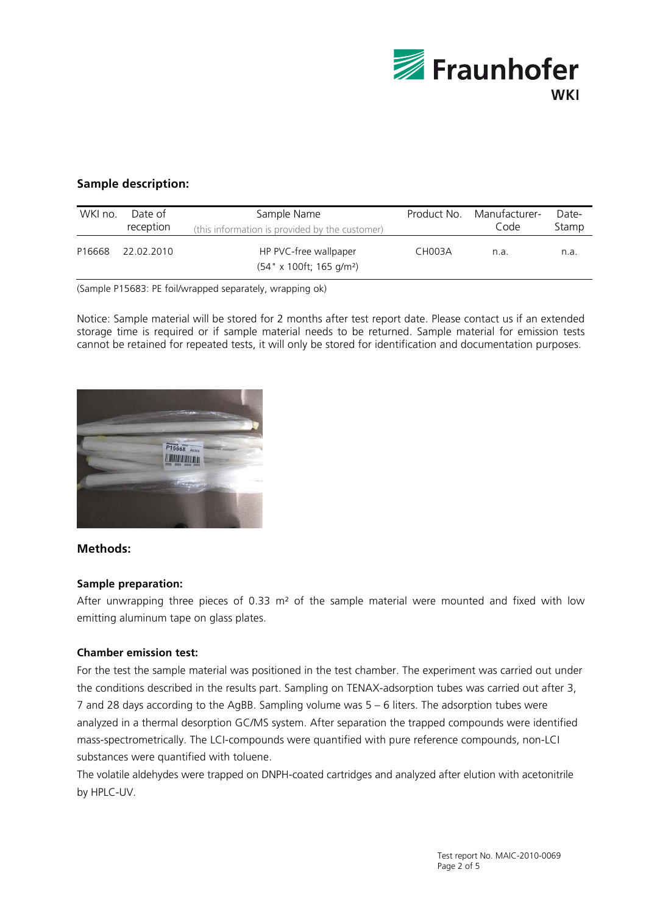## Sample description:

| WKI no. | Date of reception | Sample Name (this information is provided by the customer) | Product No. | Manufacturer-Code | Date-Stamp |
|---|---|---|---|---|---|
| P16668 | 22.02.2010 | HP PVC-free wallpaper (54" x 100ft; 165 g/m²) | CH003A | n.a. | n.a. |

(Sample P15683: PE foil/wrapped separately, wrapping ok)

Notice: Sample material will be stored for 2 months after test report date. Please contact us if an extended storage time is required or if sample material needs to be returned. Sample material for emission tests cannot be retained for repeated tests, it will only be stored for identification and documentation purposes.

## Methods:

### Sample preparation:

After unwrapping three pieces of 0.33 m² of the sample material were mounted and fixed with low emitting aluminum tape on glass plates.

### Chamber emission test:

For the test the sample material was positioned in the test chamber. The experiment was carried out under the conditions described in the results part. Sampling on TENAX-adsorption tubes was carried out after 3, 7 and 28 days according to the AgBB. Sampling volume was 5 – 6 liters. The adsorption tubes were analyzed in a thermal desorption GC/MS system. After separation the trapped compounds were identified mass-spectrometrically. The LCI-compounds were quantified with pure reference compounds, non-LCI substances were quantified with toluene.

The volatile aldehydes were trapped on DNPH-coated cartridges and analyzed after elution with acetonitrile by HPLC-UV.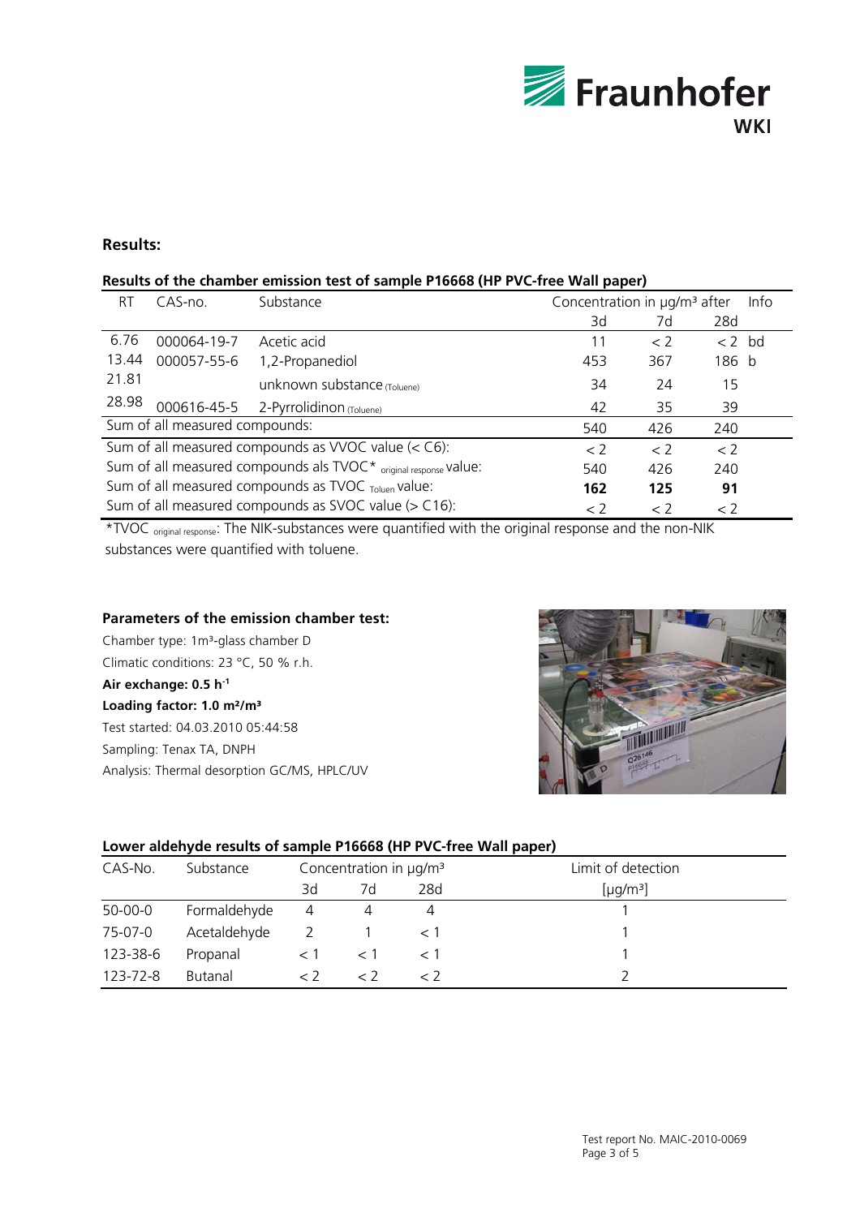## Results:

**Results of the chamber emission test of sample P16668 (HP PVC-free Wall paper)**

| RT | CAS-no. | Substance | Concentration in µg/m³ after | | | Info |
|---|---|---|---|---|---|---|
| | | | 3d | 7d | 28d | |
| 6.76 | 000064-19-7 | Acetic acid | 11 | < 2 | < 2 | bd |
| 13.44 | 000057-55-6 | 1,2-Propanediol | 453 | 367 | 186 | b |
| 21.81 | | unknown substance (Toluene) | 34 | 24 | 15 | |
| 28.98 | 000616-45-5 | 2-Pyrrolidinon (Toluene) | 42 | 35 | 39 | |
| Sum of all measured compounds: | | | 540 | 426 | 240 | |
| Sum of all measured compounds as VVOC value (< C6): | | | < 2 | < 2 | < 2 | |
| Sum of all measured compounds als TVOC* original response value: | | | 540 | 426 | 240 | |
| Sum of all measured compounds as TVOC Toluen value: | | | **162** | **125** | **91** | |
| Sum of all measured compounds as SVOC value (> C16): | | | < 2 | < 2 | < 2 | |

*TVOC original response: The NIK-substances were quantified with the original response and the non-NIK substances were quantified with toluene.

**Parameters of the emission chamber test:**

Chamber type: 1m³-glass chamber D
Climatic conditions: 23 °C, 50 % r.h.
**Air exchange: 0.5 h⁻¹**
**Loading factor: 1.0 m²/m³**
Test started: 04.03.2010 05:44:58
Sampling: Tenax TA, DNPH
Analysis: Thermal desorption GC/MS, HPLC/UV

**Lower aldehyde results of sample P16668 (HP PVC-free Wall paper)**

| CAS-No. | Substance | Concentration in µg/m³ | | | Limit of detection |
|---|---|---|---|---|---|
| | | 3d | 7d | 28d | [µg/m³] |
| 50-00-0 | Formaldehyde | 4 | 4 | 4 | 1 |
| 75-07-0 | Acetaldehyde | 2 | 1 | < 1 | 1 |
| 123-38-6 | Propanal | < 1 | < 1 | < 1 | 1 |
| 123-72-8 | Butanal | < 2 | < 2 | < 2 | 2 |

Test report No. MAIC-2010-0069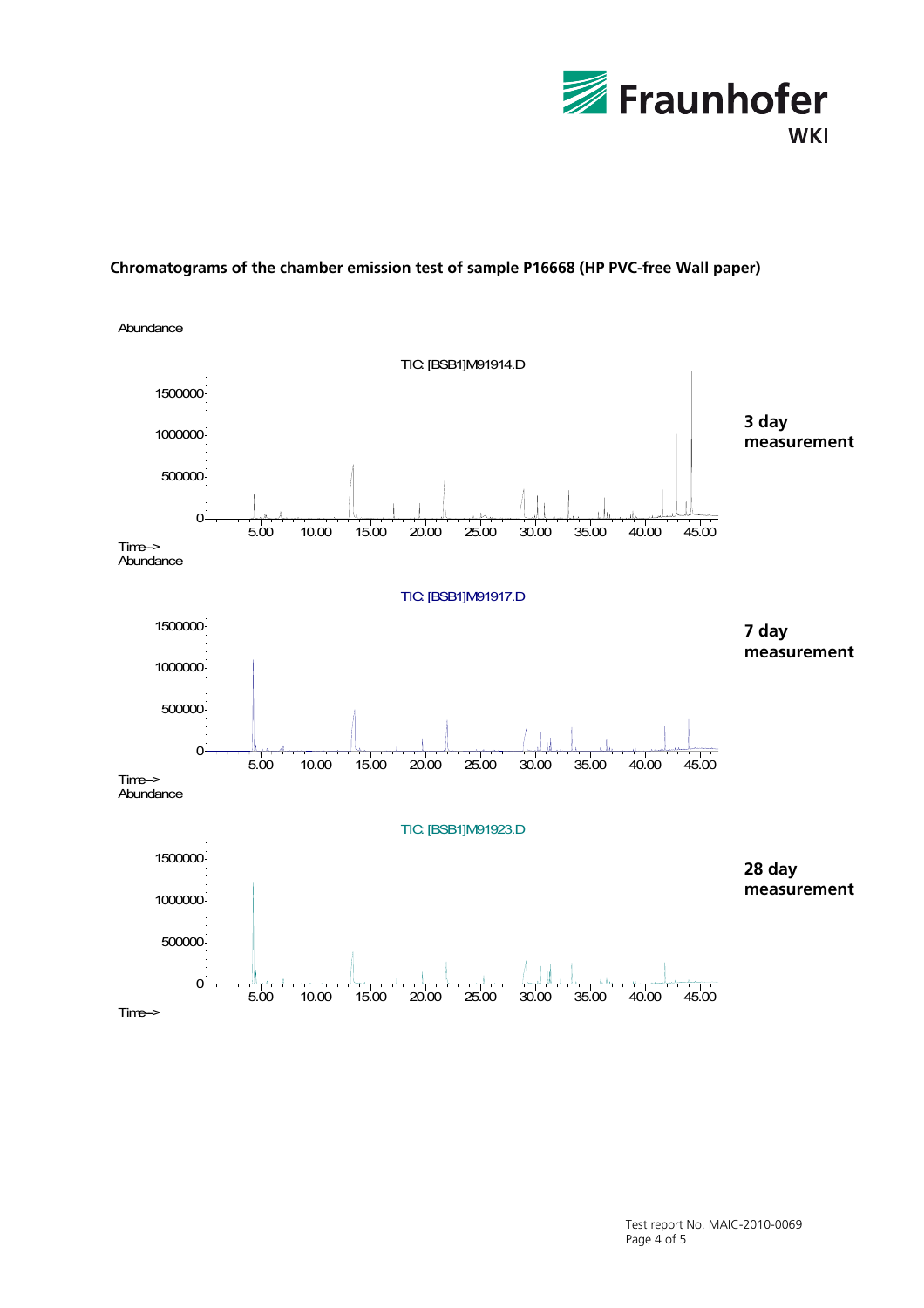**Chromatograms of the chamber emission test of sample P16668 (HP PVC-free Wall paper)**

Abundance

TIC: [BSB1]M91914.D

1500000
1000000
500000
0

5.00 10.00 15.00 20.00 25.00 30.00 35.00 40.00 45.00

Time-->

**3 day measurement**

Abundance

TIC: [BSB1]M91917.D

1500000
1000000
500000
0

5.00 10.00 15.00 20.00 25.00 30.00 35.00 40.00 45.00

Time-->

**7 day measurement**

Abundance

TIC: [BSB1]M91923.D

1500000
1000000
500000
0

5.00 10.00 15.00 20.00 25.00 30.00 35.00 40.00 45.00

Time-->

**28 day measurement**

Test report No. MAIC-2010-0069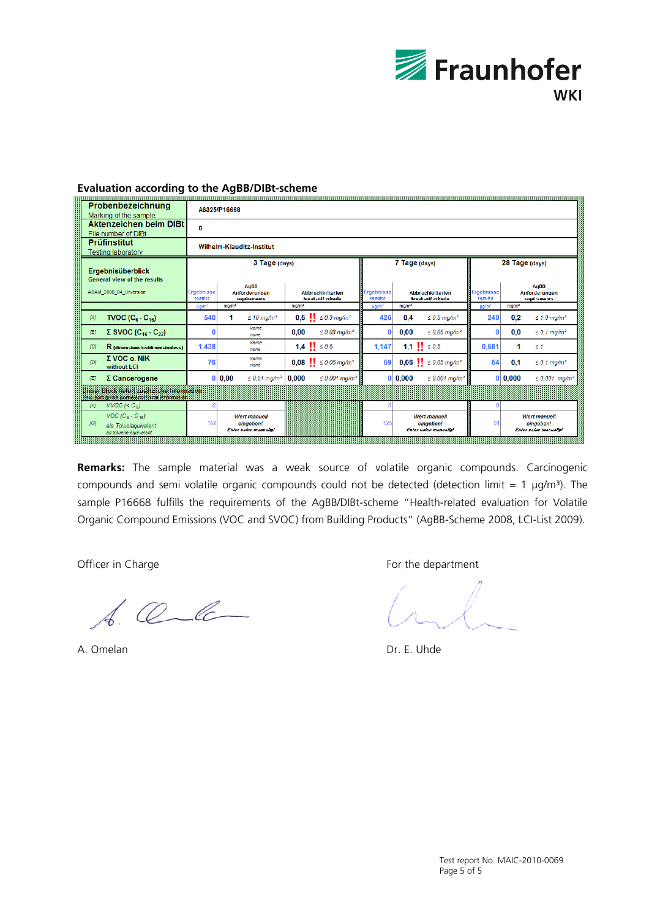Fraunhofer WKI

## Evaluation according to the AgBB/DIBt-scheme

| | | | | | | | | | | | |
|---|---|---|---|---|---|---|---|---|---|---|---|
| **Probenbezeichnung** Marking of the sample | A6325/P16668 | | | | | | | | | | |
| **Aktenzeichen beim DIBt** File number of DIBt | 0 | | | | | | | | | | |
| **Prüfinstitut** Testing laboratory | Wilhelm-Klauditz-Institut | | | | | | | | | | |
| **Ergebnisüberblick** General view of the results | 3 Tage (days) | | | | | 7 Tage (days) | | | 28 Tage (days) | | |
| ADAM_2008_04_Urversion | Ergebnisse results | AgBB Anforderungen requirements | | Abbruchkriterien break-off criteria | | Ergebnisse results | Abbruchkriterien break-off criteria | | Ergebnisse results | AgBB Anforderungen requirements | |
| | µg/m³ | mg/m³ | | mg/m³ | | µg/m³ | mg/m³ | | µg/m³ | mg/m³ | |
| [A] TVOC ($C_6$ - $C_{16}$) | 540 | 1 | ≤ 10 mg/m³ | 0,5 !! | ≤ 0,3 mg/m³ | 426 | 0,4 | ≤ 0,5 mg/m³ | 240 | 0,2 | ≤ 1,0 mg/m³ |
| [B] Σ SVOC ($C_{16}$ - $C_{22}$) | 0 | | keine none | 0,00 | ≤ 0,03 mg/m³ | 0 | 0,00 | ≤ 0,05 mg/m³ | 0 | 0,0 | ≤ 0,1 mg/m³ |
| [C] R (dimensionslos/dimensionless) | 1,438 | | keine none | 1,4 !! | ≤ 0,5 | 1,147 | 1,1 !! | ≤ 0,5 | 0,581 | 1 | ≤ 1 |
| [D] Σ VOC o. NIK without LCI | 76 | | keine none | 0,08 !! | ≤ 0,05 mg/m³ | 59 | 0,06 !! | ≤ 0,05 mg/m³ | 54 | 0,1 | ≤ 0,1 mg/m³ |
| [E] Σ Cancerogene | 0 | 0,00 | ≤ 0,01 mg/m³ | 0,000 | ≤ 0,001 mg/m³ | 0 | 0,000 | ≤ 0,001 mg/m³ | 0 | 0,000 | ≤ 0,001 mg/m³ |
| Dieser Block liefert zusätzliche Information This part gives some additional information | | | | | | | | | | | |
| [F] VVOC (< $C_6$) | 0 | | | | | 0 | | | 0 | | |
| [G] VOC ($C_6$ - $C_{16}$) als Toluoläquivalent as toluene equivalent | 162 | Wert manuell eingeben! Enter value manually! | | | | 125 | Wert manuell eingeben! Enter value manually! | | 91 | Wert manuell eingeben! Enter value manually! | |

**Remarks:** The sample material was a weak source of volatile organic compounds. Carcinogenic compounds and semi volatile organic compounds could not be detected (detection limit = 1 µg/m³). The sample P16668 fulfills the requirements of the AgBB/DIBt-scheme "Health-related evaluation for Volatile Organic Compound Emissions (VOC and SVOC) from Building Products" (AgBB-Scheme 2008, LCI-List 2009).

Officer in Charge

A. Omelan

For the department

Dr. E. Uhde

Test report No. MAIC-2010-0069